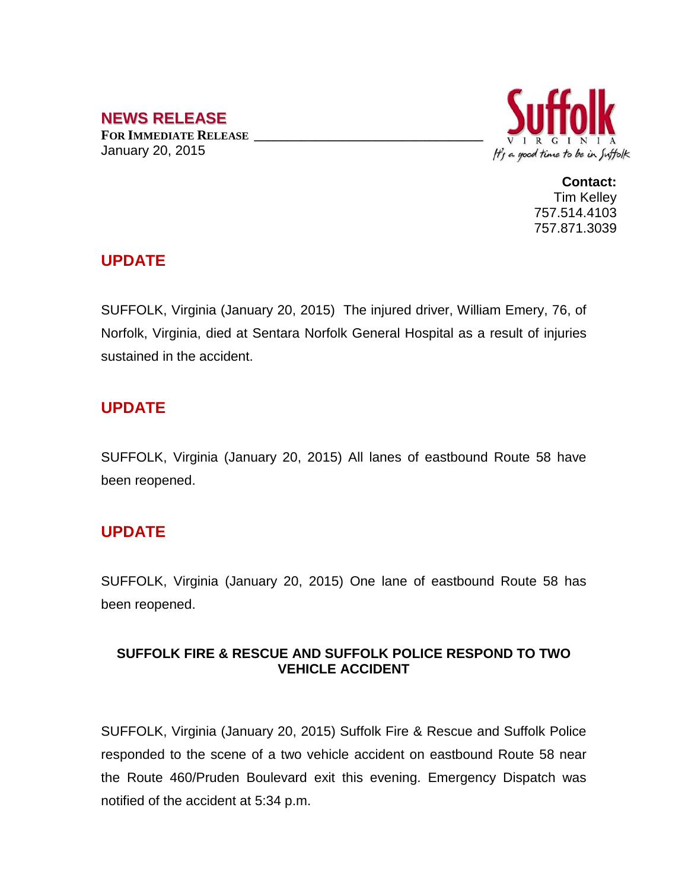## NEWS RELEASE

**FOR IMMEDIATE RELEASE**

January 20, 2015

Suffolk VIRGINIA
It's a good time to be in Suffolk

**Contact:**
Tim Kelley
757.514.4103
757.871.3039

## UPDATE

SUFFOLK, Virginia (January 20, 2015) The injured driver, William Emery, 76, of Norfolk, Virginia, died at Sentara Norfolk General Hospital as a result of injuries sustained in the accident.

## UPDATE

SUFFOLK, Virginia (January 20, 2015) All lanes of eastbound Route 58 have been reopened.

## UPDATE

SUFFOLK, Virginia (January 20, 2015) One lane of eastbound Route 58 has been reopened.

### SUFFOLK FIRE & RESCUE AND SUFFOLK POLICE RESPOND TO TWO VEHICLE ACCIDENT

SUFFOLK, Virginia (January 20, 2015) Suffolk Fire & Rescue and Suffolk Police responded to the scene of a two vehicle accident on eastbound Route 58 near the Route 460/Pruden Boulevard exit this evening. Emergency Dispatch was notified of the accident at 5:34 p.m.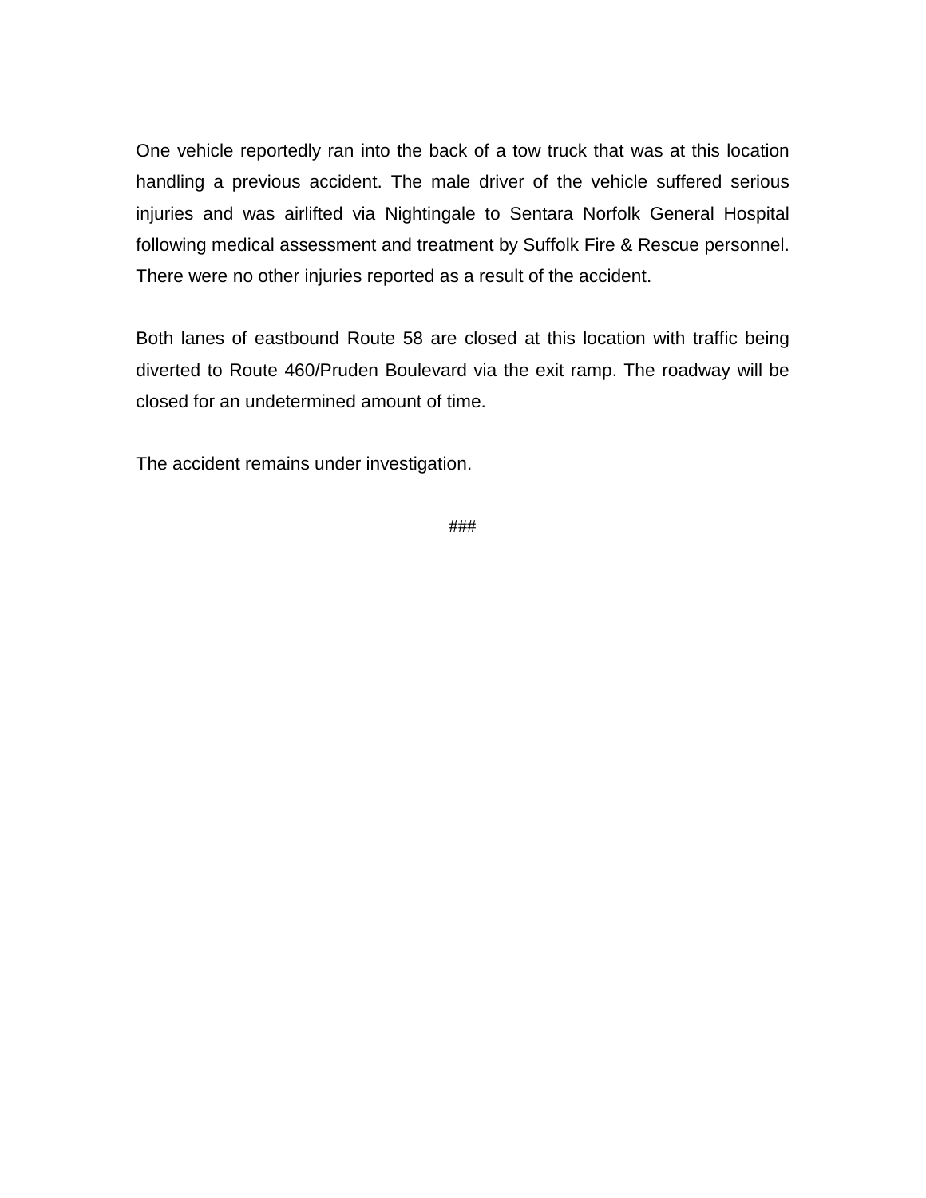One vehicle reportedly ran into the back of a tow truck that was at this location handling a previous accident. The male driver of the vehicle suffered serious injuries and was airlifted via Nightingale to Sentara Norfolk General Hospital following medical assessment and treatment by Suffolk Fire & Rescue personnel. There were no other injuries reported as a result of the accident.

Both lanes of eastbound Route 58 are closed at this location with traffic being diverted to Route 460/Pruden Boulevard via the exit ramp. The roadway will be closed for an undetermined amount of time.

The accident remains under investigation.

###